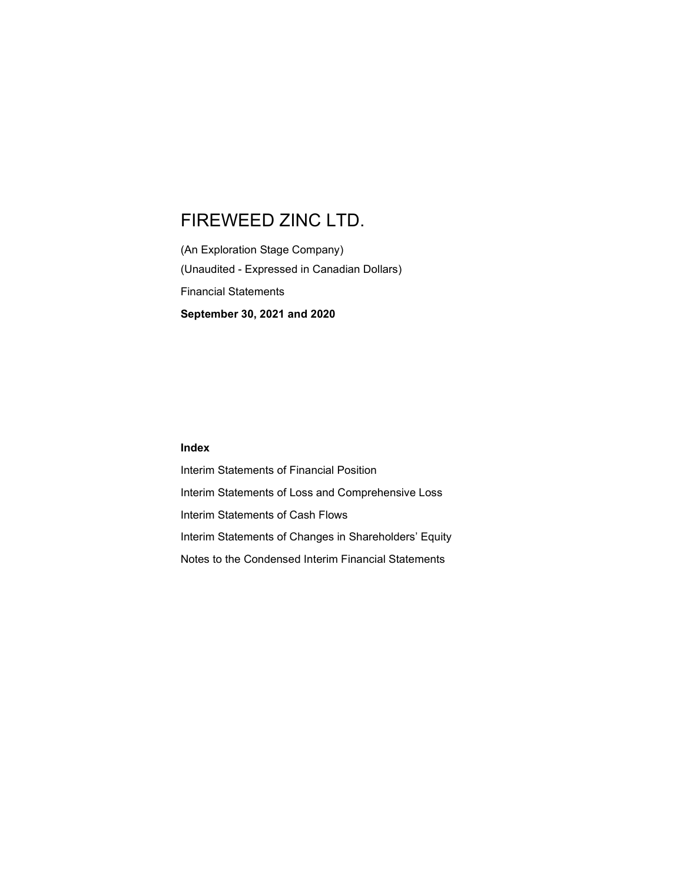# FIREWEED ZINC LTD.

(An Exploration Stage Company)

(Unaudited - Expressed in Canadian Dollars)

Financial Statements

**September 30, 2021 and 2020**

**Index**

Interim Statements of Financial Position

Interim Statements of Loss and Comprehensive Loss

Interim Statements of Cash Flows

Interim Statements of Changes in Shareholders' Equity

Notes to the Condensed Interim Financial Statements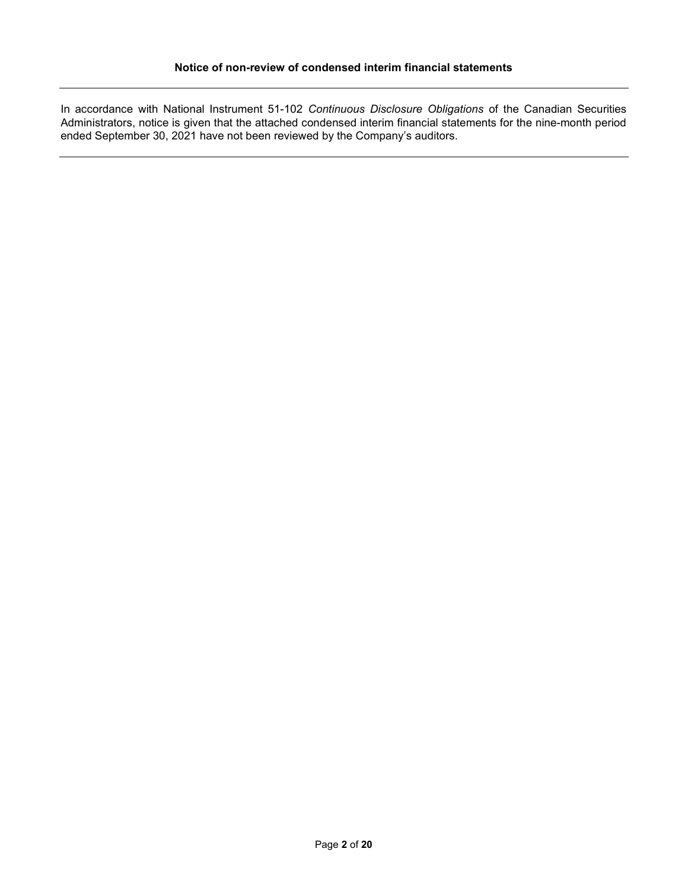**Notice of non-review of condensed interim financial statements**

---

In accordance with National Instrument 51-102 *Continuous Disclosure Obligations* of the Canadian Securities Administrators, notice is given that the attached condensed interim financial statements for the nine-month period ended September 30, 2021 have not been reviewed by the Company's auditors.

---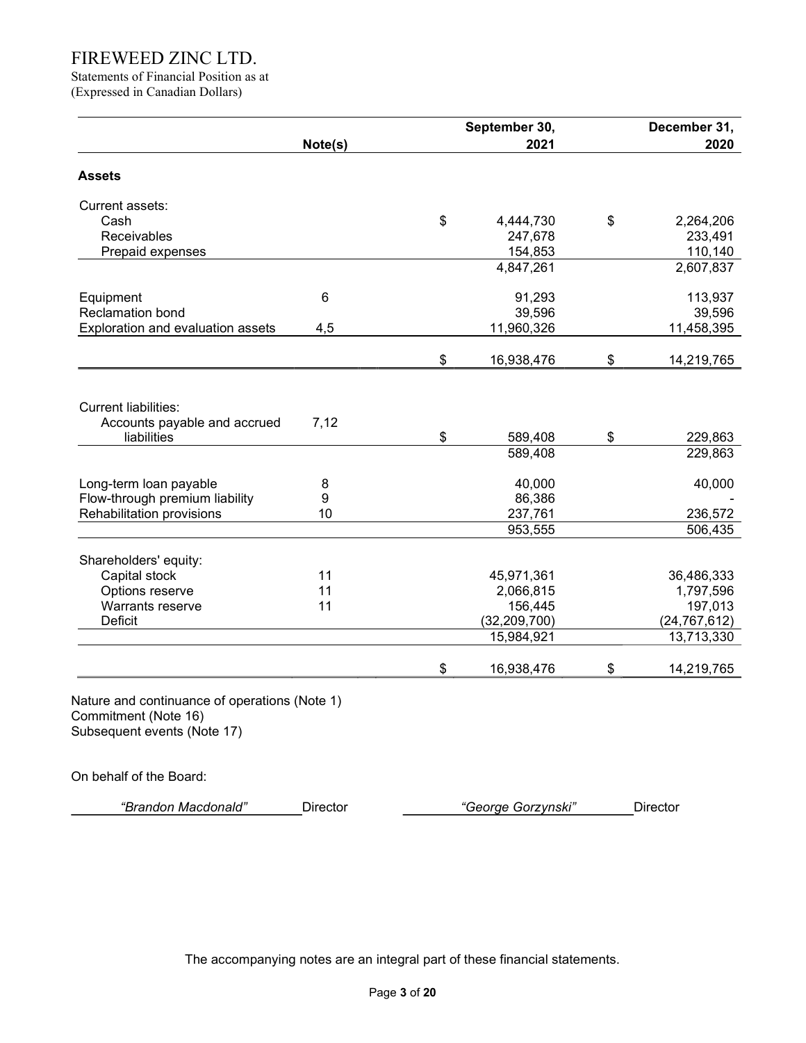# FIREWEED ZINC LTD.

Statements of Financial Position as at
(Expressed in Canadian Dollars)

| | Note(s) | September 30, 2021 | December 31, 2020 |
|---|---|---|---|
| **Assets** | | | |
| Current assets: | | | |
| Cash | | $ 4,444,730 | $ 2,264,206 |
| Receivables | | 247,678 | 233,491 |
| Prepaid expenses | | 154,853 | 110,140 |
| | | 4,847,261 | 2,607,837 |
| Equipment | 6 | 91,293 | 113,937 |
| Reclamation bond | | 39,596 | 39,596 |
| Exploration and evaluation assets | 4,5 | 11,960,326 | 11,458,395 |
| | | $ 16,938,476 | $ 14,219,765 |
| Current liabilities: | | | |
| Accounts payable and accrued liabilities | 7,12 | $ 589,408 | $ 229,863 |
| | | 589,408 | 229,863 |
| Long-term loan payable | 8 | 40,000 | 40,000 |
| Flow-through premium liability | 9 | 86,386 | - |
| Rehabilitation provisions | 10 | 237,761 | 236,572 |
| | | 953,555 | 506,435 |
| Shareholders' equity: | | | |
| Capital stock | 11 | 45,971,361 | 36,486,333 |
| Options reserve | 11 | 2,066,815 | 1,797,596 |
| Warrants reserve | 11 | 156,445 | 197,013 |
| Deficit | | (32,209,700) | (24,767,612) |
| | | 15,984,921 | 13,713,330 |
| | | $ 16,938,476 | $ 14,219,765 |

Nature and continuance of operations (Note 1)
Commitment (Note 16)
Subsequent events (Note 17)

On behalf of the Board:

*"Brandon Macdonald"* Director *"George Gorzynski"* Director

The accompanying notes are an integral part of these financial statements.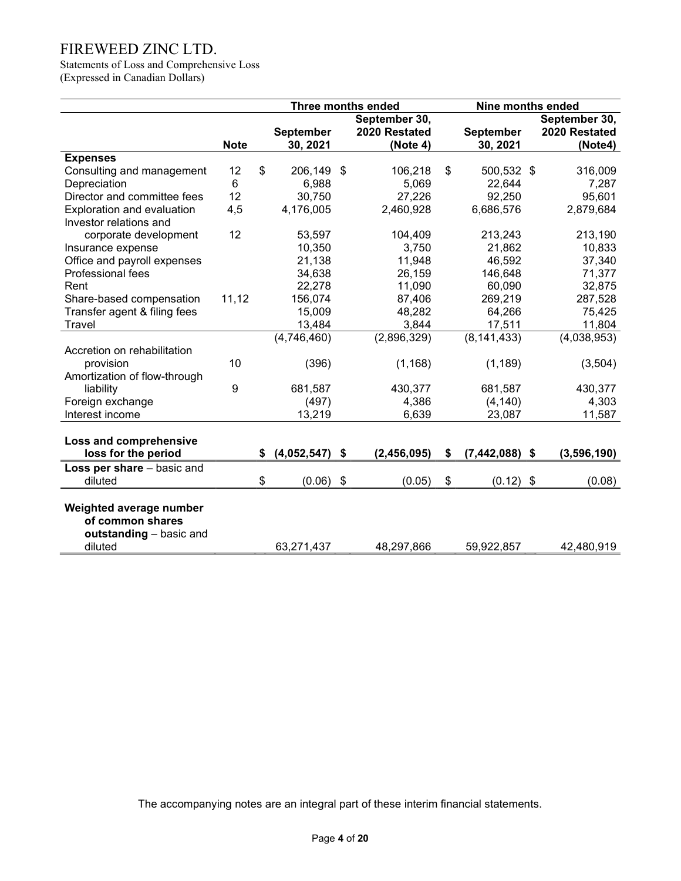# FIREWEED ZINC LTD.

Statements of Loss and Comprehensive Loss
(Expressed in Canadian Dollars)

| | | Three months ended | | Nine months ended | |
|---|---|---|---|---|---|
| | **Note** | **September 30, 2021** | **September 30, 2020 Restated (Note 4)** | **September 30, 2021** | **September 30, 2020 Restated (Note4)** |
| **Expenses** | | | | | |
| Consulting and management | 12 | $ 206,149 | $ 106,218 | $ 500,532 | $ 316,009 |
| Depreciation | 6 | 6,988 | 5,069 | 22,644 | 7,287 |
| Director and committee fees | 12 | 30,750 | 27,226 | 92,250 | 95,601 |
| Exploration and evaluation | 4,5 | 4,176,005 | 2,460,928 | 6,686,576 | 2,879,684 |
| Investor relations and corporate development | 12 | 53,597 | 104,409 | 213,243 | 213,190 |
| Insurance expense | | 10,350 | 3,750 | 21,862 | 10,833 |
| Office and payroll expenses | | 21,138 | 11,948 | 46,592 | 37,340 |
| Professional fees | | 34,638 | 26,159 | 146,648 | 71,377 |
| Rent | | 22,278 | 11,090 | 60,090 | 32,875 |
| Share-based compensation | 11,12 | 156,074 | 87,406 | 269,219 | 287,528 |
| Transfer agent & filing fees | | 15,009 | 48,282 | 64,266 | 75,425 |
| Travel | | 13,484 | 3,844 | 17,511 | 11,804 |
| | | (4,746,460) | (2,896,329) | (8,141,433) | (4,038,953) |
| Accretion on rehabilitation provision | 10 | (396) | (1,168) | (1,189) | (3,504) |
| Amortization of flow-through liability | 9 | 681,587 | 430,377 | 681,587 | 430,377 |
| Foreign exchange | | (497) | 4,386 | (4,140) | 4,303 |
| Interest income | | 13,219 | 6,639 | 23,087 | 11,587 |
| **Loss and comprehensive loss for the period** | | **$ (4,052,547)** | **$ (2,456,095)** | **$ (7,442,088)** | **$ (3,596,190)** |
| **Loss per share** – basic and diluted | | $ (0.06) | $ (0.05) | $ (0.12) | $ (0.08) |
| **Weighted average number of common shares outstanding** – basic and diluted | | 63,271,437 | 48,297,866 | 59,922,857 | 42,480,919 |

The accompanying notes are an integral part of these interim financial statements.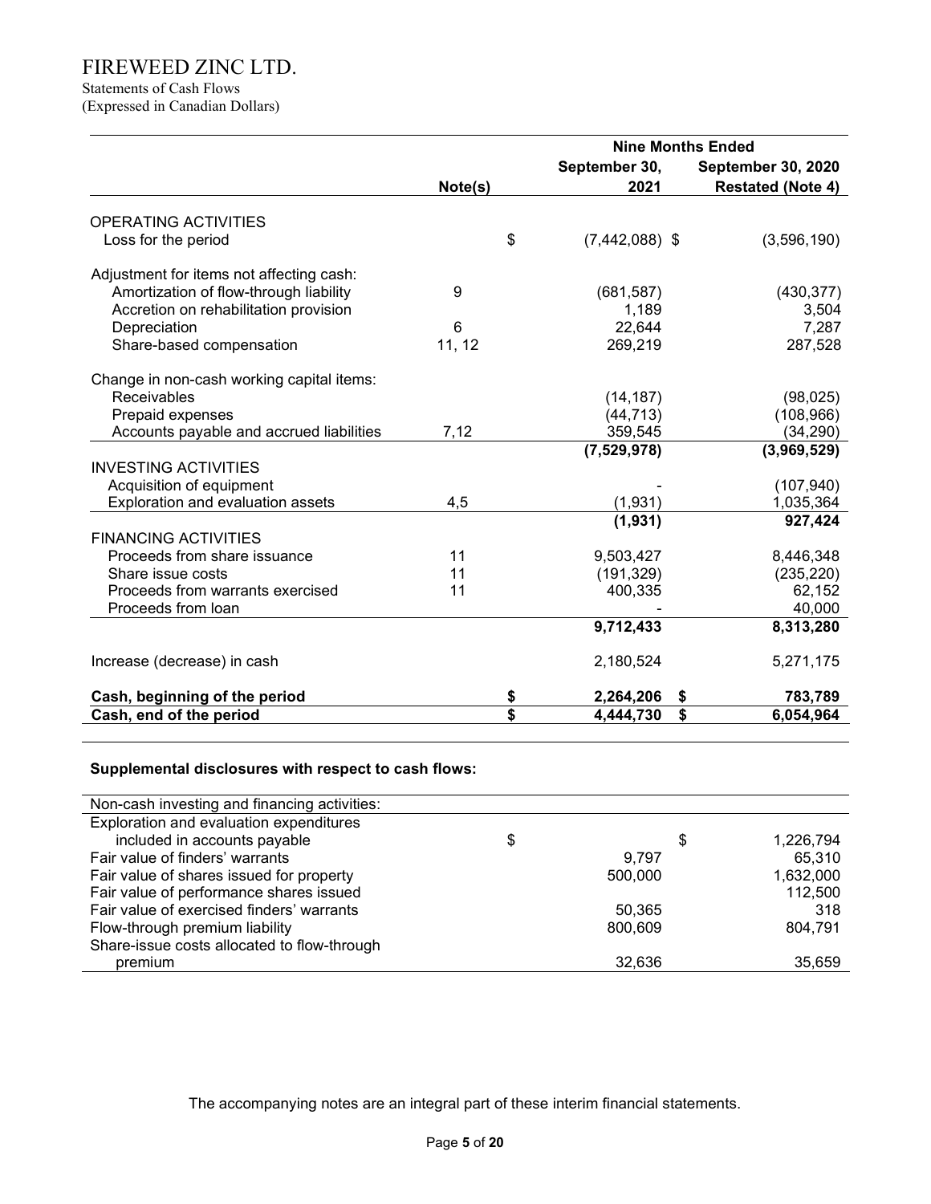# FIREWEED ZINC LTD.

Statements of Cash Flows
(Expressed in Canadian Dollars)

| | Note(s) | Nine Months Ended September 30, 2021 | September 30, 2020 Restated (Note 4) |
|---|---|---|---|
| **OPERATING ACTIVITIES** | | | |
| Loss for the period | | $ (7,442,088) | $ (3,596,190) |
| Adjustment for items not affecting cash: | | | |
| Amortization of flow-through liability | 9 | (681,587) | (430,377) |
| Accretion on rehabilitation provision | | 1,189 | 3,504 |
| Depreciation | 6 | 22,644 | 7,287 |
| Share-based compensation | 11, 12 | 269,219 | 287,528 |
| Change in non-cash working capital items: | | | |
| Receivables | | (14,187) | (98,025) |
| Prepaid expenses | | (44,713) | (108,966) |
| Accounts payable and accrued liabilities | 7,12 | 359,545 | (34,290) |
| | | **(7,529,978)** | **(3,969,529)** |
| **INVESTING ACTIVITIES** | | | |
| Acquisition of equipment | | - | (107,940) |
| Exploration and evaluation assets | 4,5 | (1,931) | 1,035,364 |
| | | **(1,931)** | **927,424** |
| **FINANCING ACTIVITIES** | | | |
| Proceeds from share issuance | 11 | 9,503,427 | 8,446,348 |
| Share issue costs | 11 | (191,329) | (235,220) |
| Proceeds from warrants exercised | 11 | 400,335 | 62,152 |
| Proceeds from loan | | - | 40,000 |
| | | **9,712,433** | **8,313,280** |
| Increase (decrease) in cash | | 2,180,524 | 5,271,175 |
| **Cash, beginning of the period** | | **$ 2,264,206** | **$ 783,789** |
| **Cash, end of the period** | | **$ 4,444,730** | **$ 6,054,964** |

**Supplemental disclosures with respect to cash flows:**

| Non-cash investing and financing activities: | | |
|---|---|---|
| Exploration and evaluation expenditures included in accounts payable | $ | $ 1,226,794 |
| Fair value of finders' warrants | 9,797 | 65,310 |
| Fair value of shares issued for property | 500,000 | 1,632,000 |
| Fair value of performance shares issued | | 112,500 |
| Fair value of exercised finders' warrants | 50,365 | 318 |
| Flow-through premium liability | 800,609 | 804,791 |
| Share-issue costs allocated to flow-through premium | 32,636 | 35,659 |

The accompanying notes are an integral part of these interim financial statements.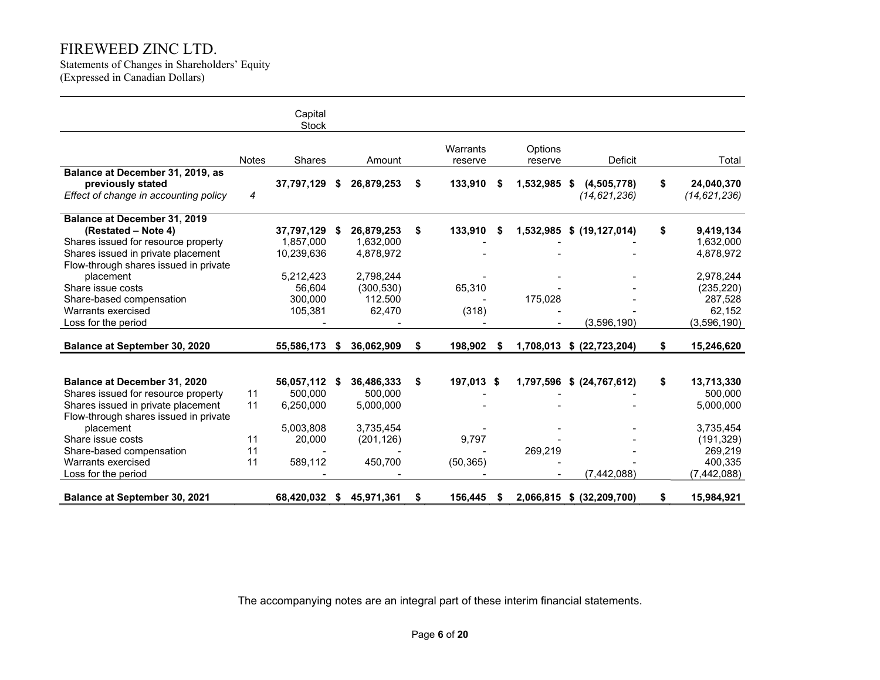# FIREWEED ZINC LTD.

Statements of Changes in Shareholders' Equity
(Expressed in Canadian Dollars)

| | | Capital Stock | | | | | |
|---|---|---|---|---|---|---|---|
| | Notes | Shares | Amount | Warrants reserve | Options reserve | Deficit | Total |
| **Balance at December 31, 2019, as previously stated** | | **37,797,129** | **$ 26,879,253** | **$ 133,910** | **$ 1,532,985** | **$ (4,505,778)** | **$ 24,040,370** |
| *Effect of change in accounting policy* | *4* | | | | | *(14,621,236)* | *(14,621,236)* |
| **Balance at December 31, 2019 (Restated – Note 4)** | | **37,797,129** | **$ 26,879,253** | **$ 133,910** | **$ 1,532,985** | **$ (19,127,014)** | **$ 9,419,134** |
| Shares issued for resource property | | 1,857,000 | 1,632,000 | - | - | - | 1,632,000 |
| Shares issued in private placement | | 10,239,636 | 4,878,972 | - | - | - | 4,878,972 |
| Flow-through shares issued in private placement | | 5,212,423 | 2,798,244 | - | - | - | 2,978,244 |
| Share issue costs | | 56,604 | (300,530) | 65,310 | - | - | (235,220) |
| Share-based compensation | | 300,000 | 112.500 | - | 175,028 | - | 287,528 |
| Warrants exercised | | 105,381 | 62,470 | (318) | - | - | 62,152 |
| Loss for the period | | - | - | - | - | (3,596,190) | (3,596,190) |
| **Balance at September 30, 2020** | | **55,586,173** | **$ 36,062,909** | **$ 198,902** | **$ 1,708,013** | **$ (22,723,204)** | **$ 15,246,620** |
| | | | | | | | |
| **Balance at December 31, 2020** | | **56,057,112** | **$ 36,486,333** | **$ 197,013** | **$ 1,797,596** | **$ (24,767,612)** | **$ 13,713,330** |
| Shares issued for resource property | 11 | 500,000 | 500,000 | - | - | - | 500,000 |
| Shares issued in private placement | 11 | 6,250,000 | 5,000,000 | - | - | - | 5,000,000 |
| Flow-through shares issued in private placement | | 5,003,808 | 3,735,454 | - | - | - | 3,735,454 |
| Share issue costs | 11 | 20,000 | (201,126) | 9,797 | - | - | (191,329) |
| Share-based compensation | 11 | - | - | - | 269,219 | - | 269,219 |
| Warrants exercised | 11 | 589,112 | 450,700 | (50,365) | - | - | 400,335 |
| Loss for the period | | - | - | - | - | (7,442,088) | (7,442,088) |
| **Balance at September 30, 2021** | | **68,420,032** | **$ 45,971,361** | **$ 156,445** | **$ 2,066,815** | **$ (32,209,700)** | **$ 15,984,921** |

The accompanying notes are an integral part of these interim financial statements.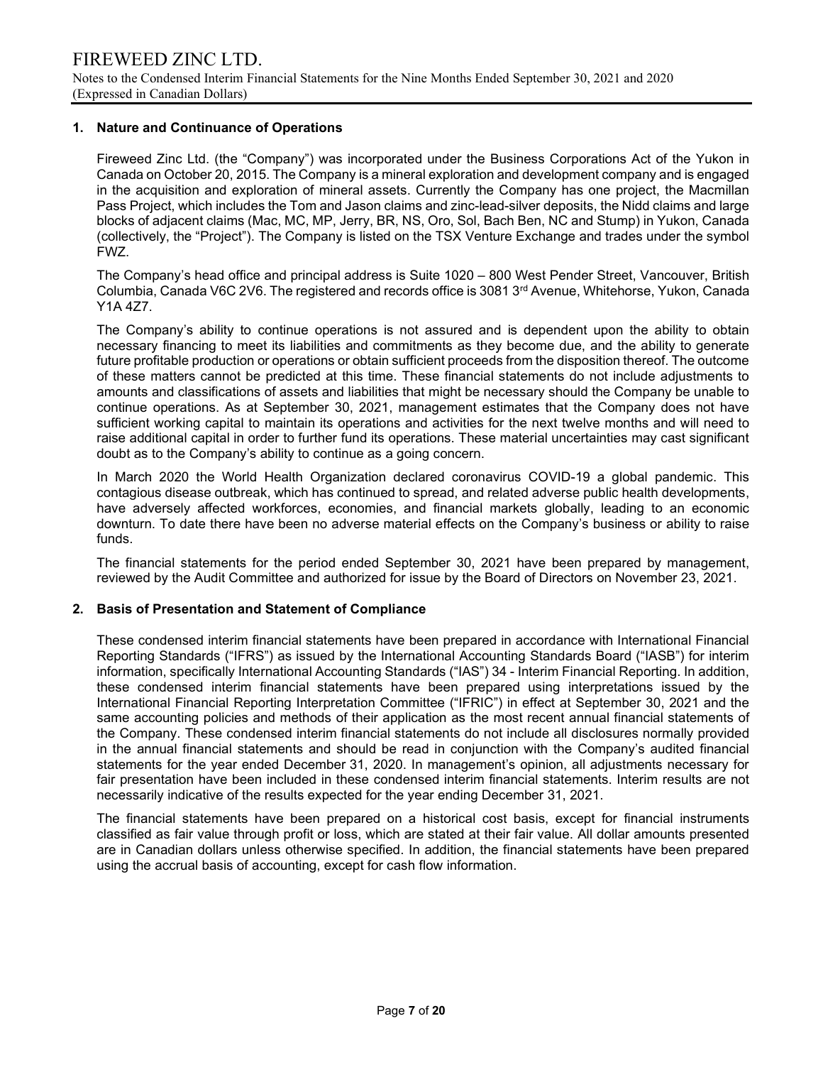## 1. Nature and Continuance of Operations

Fireweed Zinc Ltd. (the "Company") was incorporated under the Business Corporations Act of the Yukon in Canada on October 20, 2015. The Company is a mineral exploration and development company and is engaged in the acquisition and exploration of mineral assets. Currently the Company has one project, the Macmillan Pass Project, which includes the Tom and Jason claims and zinc-lead-silver deposits, the Nidd claims and large blocks of adjacent claims (Mac, MC, MP, Jerry, BR, NS, Oro, Sol, Bach Ben, NC and Stump) in Yukon, Canada (collectively, the "Project"). The Company is listed on the TSX Venture Exchange and trades under the symbol FWZ.

The Company's head office and principal address is Suite 1020 – 800 West Pender Street, Vancouver, British Columbia, Canada V6C 2V6. The registered and records office is 3081 3rd Avenue, Whitehorse, Yukon, Canada Y1A 4Z7.

The Company's ability to continue operations is not assured and is dependent upon the ability to obtain necessary financing to meet its liabilities and commitments as they become due, and the ability to generate future profitable production or operations or obtain sufficient proceeds from the disposition thereof. The outcome of these matters cannot be predicted at this time. These financial statements do not include adjustments to amounts and classifications of assets and liabilities that might be necessary should the Company be unable to continue operations. As at September 30, 2021, management estimates that the Company does not have sufficient working capital to maintain its operations and activities for the next twelve months and will need to raise additional capital in order to further fund its operations. These material uncertainties may cast significant doubt as to the Company's ability to continue as a going concern.

In March 2020 the World Health Organization declared coronavirus COVID-19 a global pandemic. This contagious disease outbreak, which has continued to spread, and related adverse public health developments, have adversely affected workforces, economies, and financial markets globally, leading to an economic downturn. To date there have been no adverse material effects on the Company's business or ability to raise funds.

The financial statements for the period ended September 30, 2021 have been prepared by management, reviewed by the Audit Committee and authorized for issue by the Board of Directors on November 23, 2021.

## 2. Basis of Presentation and Statement of Compliance

These condensed interim financial statements have been prepared in accordance with International Financial Reporting Standards ("IFRS") as issued by the International Accounting Standards Board ("IASB") for interim information, specifically International Accounting Standards ("IAS") 34 - Interim Financial Reporting. In addition, these condensed interim financial statements have been prepared using interpretations issued by the International Financial Reporting Interpretation Committee ("IFRIC") in effect at September 30, 2021 and the same accounting policies and methods of their application as the most recent annual financial statements of the Company. These condensed interim financial statements do not include all disclosures normally provided in the annual financial statements and should be read in conjunction with the Company's audited financial statements for the year ended December 31, 2020. In management's opinion, all adjustments necessary for fair presentation have been included in these condensed interim financial statements. Interim results are not necessarily indicative of the results expected for the year ending December 31, 2021.

The financial statements have been prepared on a historical cost basis, except for financial instruments classified as fair value through profit or loss, which are stated at their fair value. All dollar amounts presented are in Canadian dollars unless otherwise specified. In addition, the financial statements have been prepared using the accrual basis of accounting, except for cash flow information.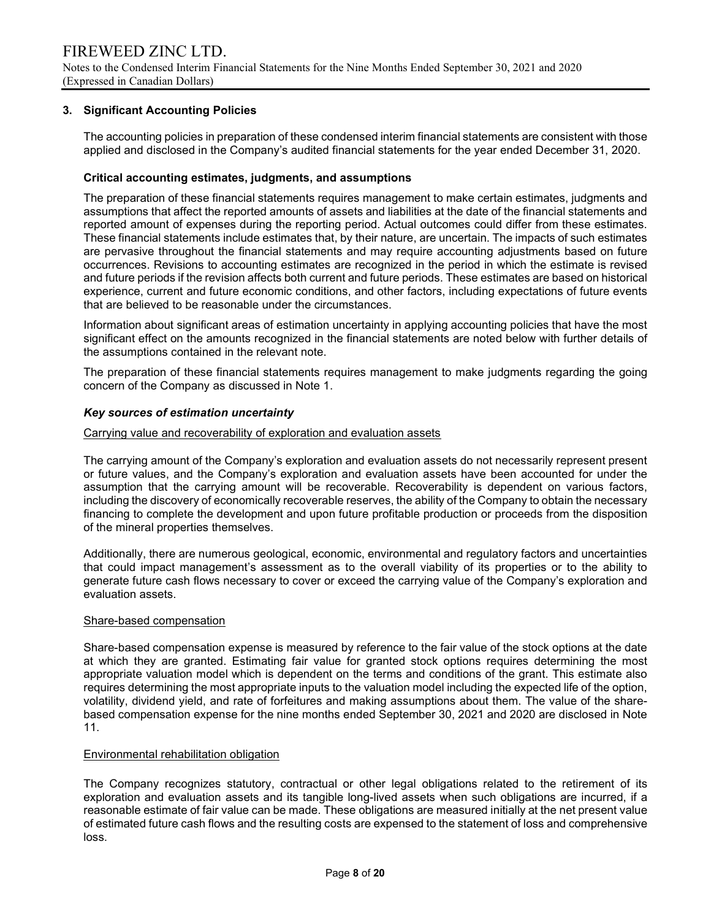## 3. Significant Accounting Policies

The accounting policies in preparation of these condensed interim financial statements are consistent with those applied and disclosed in the Company's audited financial statements for the year ended December 31, 2020.

### Critical accounting estimates, judgments, and assumptions

The preparation of these financial statements requires management to make certain estimates, judgments and assumptions that affect the reported amounts of assets and liabilities at the date of the financial statements and reported amount of expenses during the reporting period. Actual outcomes could differ from these estimates. These financial statements include estimates that, by their nature, are uncertain. The impacts of such estimates are pervasive throughout the financial statements and may require accounting adjustments based on future occurrences. Revisions to accounting estimates are recognized in the period in which the estimate is revised and future periods if the revision affects both current and future periods. These estimates are based on historical experience, current and future economic conditions, and other factors, including expectations of future events that are believed to be reasonable under the circumstances.

Information about significant areas of estimation uncertainty in applying accounting policies that have the most significant effect on the amounts recognized in the financial statements are noted below with further details of the assumptions contained in the relevant note.

The preparation of these financial statements requires management to make judgments regarding the going concern of the Company as discussed in Note 1.

#### *Key sources of estimation uncertainty*

Carrying value and recoverability of exploration and evaluation assets

The carrying amount of the Company's exploration and evaluation assets do not necessarily represent present or future values, and the Company's exploration and evaluation assets have been accounted for under the assumption that the carrying amount will be recoverable. Recoverability is dependent on various factors, including the discovery of economically recoverable reserves, the ability of the Company to obtain the necessary financing to complete the development and upon future profitable production or proceeds from the disposition of the mineral properties themselves.

Additionally, there are numerous geological, economic, environmental and regulatory factors and uncertainties that could impact management's assessment as to the overall viability of its properties or to the ability to generate future cash flows necessary to cover or exceed the carrying value of the Company's exploration and evaluation assets.

Share-based compensation

Share-based compensation expense is measured by reference to the fair value of the stock options at the date at which they are granted. Estimating fair value for granted stock options requires determining the most appropriate valuation model which is dependent on the terms and conditions of the grant. This estimate also requires determining the most appropriate inputs to the valuation model including the expected life of the option, volatility, dividend yield, and rate of forfeitures and making assumptions about them. The value of the share-based compensation expense for the nine months ended September 30, 2021 and 2020 are disclosed in Note 11.

Environmental rehabilitation obligation

The Company recognizes statutory, contractual or other legal obligations related to the retirement of its exploration and evaluation assets and its tangible long-lived assets when such obligations are incurred, if a reasonable estimate of fair value can be made. These obligations are measured initially at the net present value of estimated future cash flows and the resulting costs are expensed to the statement of loss and comprehensive loss.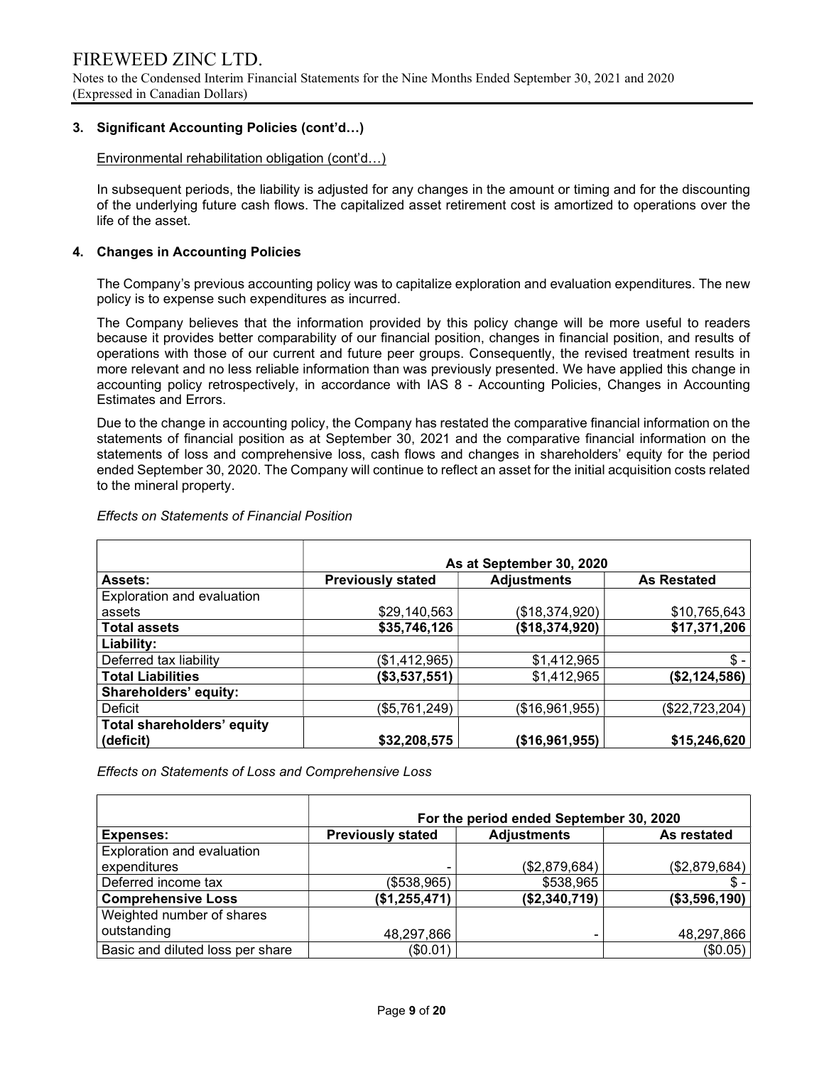### 3. Significant Accounting Policies (cont'd…)

Environmental rehabilitation obligation (cont'd…)

In subsequent periods, the liability is adjusted for any changes in the amount or timing and for the discounting of the underlying future cash flows. The capitalized asset retirement cost is amortized to operations over the life of the asset.

### 4. Changes in Accounting Policies

The Company's previous accounting policy was to capitalize exploration and evaluation expenditures. The new policy is to expense such expenditures as incurred.

The Company believes that the information provided by this policy change will be more useful to readers because it provides better comparability of our financial position, changes in financial position, and results of operations with those of our current and future peer groups. Consequently, the revised treatment results in more relevant and no less reliable information than was previously presented. We have applied this change in accounting policy retrospectively, in accordance with IAS 8 - Accounting Policies, Changes in Accounting Estimates and Errors.

Due to the change in accounting policy, the Company has restated the comparative financial information on the statements of financial position as at September 30, 2021 and the comparative financial information on the statements of loss and comprehensive loss, cash flows and changes in shareholders' equity for the period ended September 30, 2020. The Company will continue to reflect an asset for the initial acquisition costs related to the mineral property.

*Effects on Statements of Financial Position*

| | As at September 30, 2020 | | |
|---|---|---|---|
| **Assets:** | **Previously stated** | **Adjustments** | **As Restated** |
| Exploration and evaluation assets | $29,140,563 | ($18,374,920) | $10,765,643 |
| **Total assets** | **$35,746,126** | **($18,374,920)** | **$17,371,206** |
| **Liability:** | | | |
| Deferred tax liability | ($1,412,965) | $1,412,965 | $ - |
| **Total Liabilities** | **($3,537,551)** | $1,412,965 | **($2,124,586)** |
| **Shareholders' equity:** | | | |
| Deficit | ($5,761,249) | ($16,961,955) | ($22,723,204) |
| **Total shareholders' equity (deficit)** | **$32,208,575** | **($16,961,955)** | **$15,246,620** |

*Effects on Statements of Loss and Comprehensive Loss*

| | For the period ended September 30, 2020 | | |
|---|---|---|---|
| **Expenses:** | **Previously stated** | **Adjustments** | **As restated** |
| Exploration and evaluation expenditures | - | ($2,879,684) | ($2,879,684) |
| Deferred income tax | ($538,965) | $538,965 | $ - |
| **Comprehensive Loss** | **($1,255,471)** | **($2,340,719)** | **($3,596,190)** |
| Weighted number of shares outstanding | 48,297,866 | - | 48,297,866 |
| Basic and diluted loss per share | ($0.01) | | ($0.05) |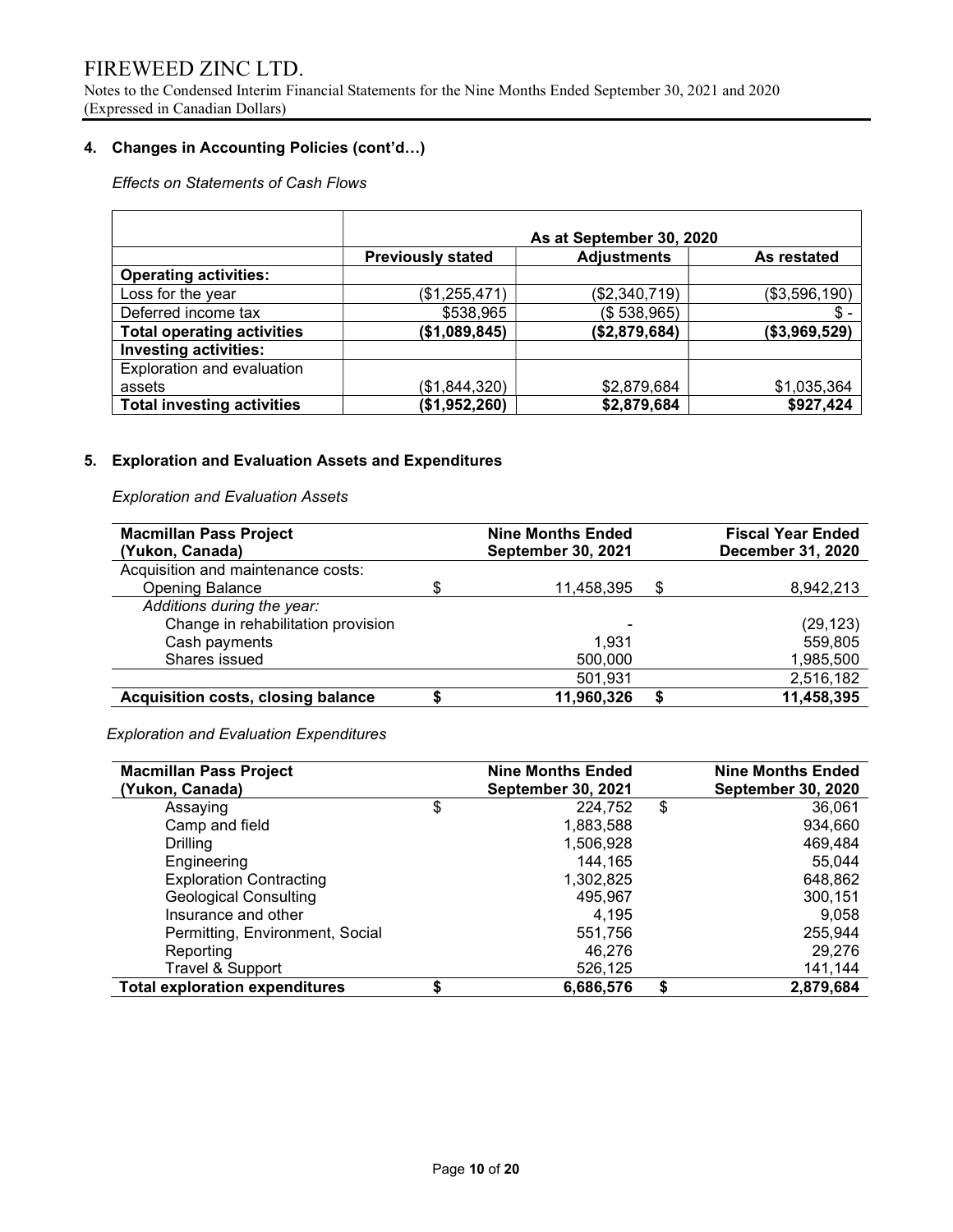## 4. Changes in Accounting Policies (cont'd…)

*Effects on Statements of Cash Flows*

| | As at September 30, 2020 | | |
|---|---|---|---|
| | **Previously stated** | **Adjustments** | **As restated** |
| **Operating activities:** | | | |
| Loss for the year | ($1,255,471) | ($2,340,719) | ($3,596,190) |
| Deferred income tax | $538,965 | ($ 538,965) | $ - |
| **Total operating activities** | **($1,089,845)** | **($2,879,684)** | **($3,969,529)** |
| **Investing activities:** | | | |
| Exploration and evaluation assets | ($1,844,320) | $2,879,684 | $1,035,364 |
| **Total investing activities** | **($1,952,260)** | **$2,879,684** | **$927,424** |

## 5. Exploration and Evaluation Assets and Expenditures

*Exploration and Evaluation Assets*

| **Macmillan Pass Project (Yukon, Canada)** | | **Nine Months Ended September 30, 2021** | | **Fiscal Year Ended December 31, 2020** |
|---|---|---|---|---|
| Acquisition and maintenance costs: | | | | |
| Opening Balance | $ | 11,458,395 | $ | 8,942,213 |
| *Additions during the year:* | | | | |
| Change in rehabilitation provision | | - | | (29,123) |
| Cash payments | | 1,931 | | 559,805 |
| Shares issued | | 500,000 | | 1,985,500 |
| | | 501,931 | | 2,516,182 |
| **Acquisition costs, closing balance** | **$** | **11,960,326** | **$** | **11,458,395** |

*Exploration and Evaluation Expenditures*

| **Macmillan Pass Project (Yukon, Canada)** | | **Nine Months Ended September 30, 2021** | | **Nine Months Ended September 30, 2020** |
|---|---|---|---|---|
| Assaying | $ | 224,752 | $ | 36,061 |
| Camp and field | | 1,883,588 | | 934,660 |
| Drilling | | 1,506,928 | | 469,484 |
| Engineering | | 144,165 | | 55,044 |
| Exploration Contracting | | 1,302,825 | | 648,862 |
| Geological Consulting | | 495,967 | | 300,151 |
| Insurance and other | | 4,195 | | 9,058 |
| Permitting, Environment, Social | | 551,756 | | 255,944 |
| Reporting | | 46,276 | | 29,276 |
| Travel & Support | | 526,125 | | 141,144 |
| **Total exploration expenditures** | **$** | **6,686,576** | **$** | **2,879,684** |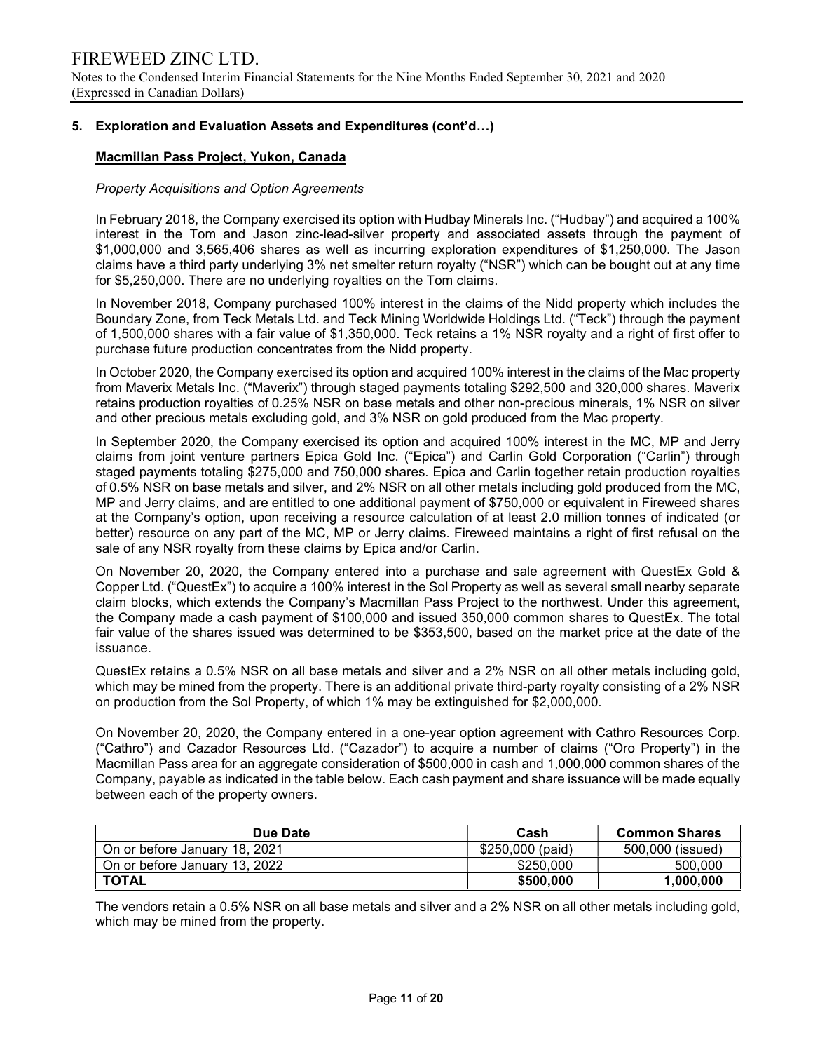## 5. Exploration and Evaluation Assets and Expenditures (cont'd…)

### Macmillan Pass Project, Yukon, Canada

*Property Acquisitions and Option Agreements*

In February 2018, the Company exercised its option with Hudbay Minerals Inc. ("Hudbay") and acquired a 100% interest in the Tom and Jason zinc-lead-silver property and associated assets through the payment of $1,000,000 and 3,565,406 shares as well as incurring exploration expenditures of $1,250,000. The Jason claims have a third party underlying 3% net smelter return royalty ("NSR") which can be bought out at any time for $5,250,000. There are no underlying royalties on the Tom claims.

In November 2018, Company purchased 100% interest in the claims of the Nidd property which includes the Boundary Zone, from Teck Metals Ltd. and Teck Mining Worldwide Holdings Ltd. ("Teck") through the payment of 1,500,000 shares with a fair value of $1,350,000. Teck retains a 1% NSR royalty and a right of first offer to purchase future production concentrates from the Nidd property.

In October 2020, the Company exercised its option and acquired 100% interest in the claims of the Mac property from Maverix Metals Inc. ("Maverix") through staged payments totaling $292,500 and 320,000 shares. Maverix retains production royalties of 0.25% NSR on base metals and other non-precious minerals, 1% NSR on silver and other precious metals excluding gold, and 3% NSR on gold produced from the Mac property.

In September 2020, the Company exercised its option and acquired 100% interest in the MC, MP and Jerry claims from joint venture partners Epica Gold Inc. ("Epica") and Carlin Gold Corporation ("Carlin") through staged payments totaling $275,000 and 750,000 shares. Epica and Carlin together retain production royalties of 0.5% NSR on base metals and silver, and 2% NSR on all other metals including gold produced from the MC, MP and Jerry claims, and are entitled to one additional payment of $750,000 or equivalent in Fireweed shares at the Company's option, upon receiving a resource calculation of at least 2.0 million tonnes of indicated (or better) resource on any part of the MC, MP or Jerry claims. Fireweed maintains a right of first refusal on the sale of any NSR royalty from these claims by Epica and/or Carlin.

On November 20, 2020, the Company entered into a purchase and sale agreement with QuestEx Gold & Copper Ltd. ("QuestEx") to acquire a 100% interest in the Sol Property as well as several small nearby separate claim blocks, which extends the Company's Macmillan Pass Project to the northwest. Under this agreement, the Company made a cash payment of $100,000 and issued 350,000 common shares to QuestEx. The total fair value of the shares issued was determined to be $353,500, based on the market price at the date of the issuance.

QuestEx retains a 0.5% NSR on all base metals and silver and a 2% NSR on all other metals including gold, which may be mined from the property. There is an additional private third-party royalty consisting of a 2% NSR on production from the Sol Property, of which 1% may be extinguished for $2,000,000.

On November 20, 2020, the Company entered in a one-year option agreement with Cathro Resources Corp. ("Cathro") and Cazador Resources Ltd. ("Cazador") to acquire a number of claims ("Oro Property") in the Macmillan Pass area for an aggregate consideration of $500,000 in cash and 1,000,000 common shares of the Company, payable as indicated in the table below. Each cash payment and share issuance will be made equally between each of the property owners.

| Due Date | Cash | Common Shares |
|---|---|---|
| On or before January 18, 2021 | $250,000 (paid) | 500,000 (issued) |
| On or before January 13, 2022 | $250,000 | 500,000 |
| **TOTAL** | **$500,000** | **1,000,000** |

The vendors retain a 0.5% NSR on all base metals and silver and a 2% NSR on all other metals including gold, which may be mined from the property.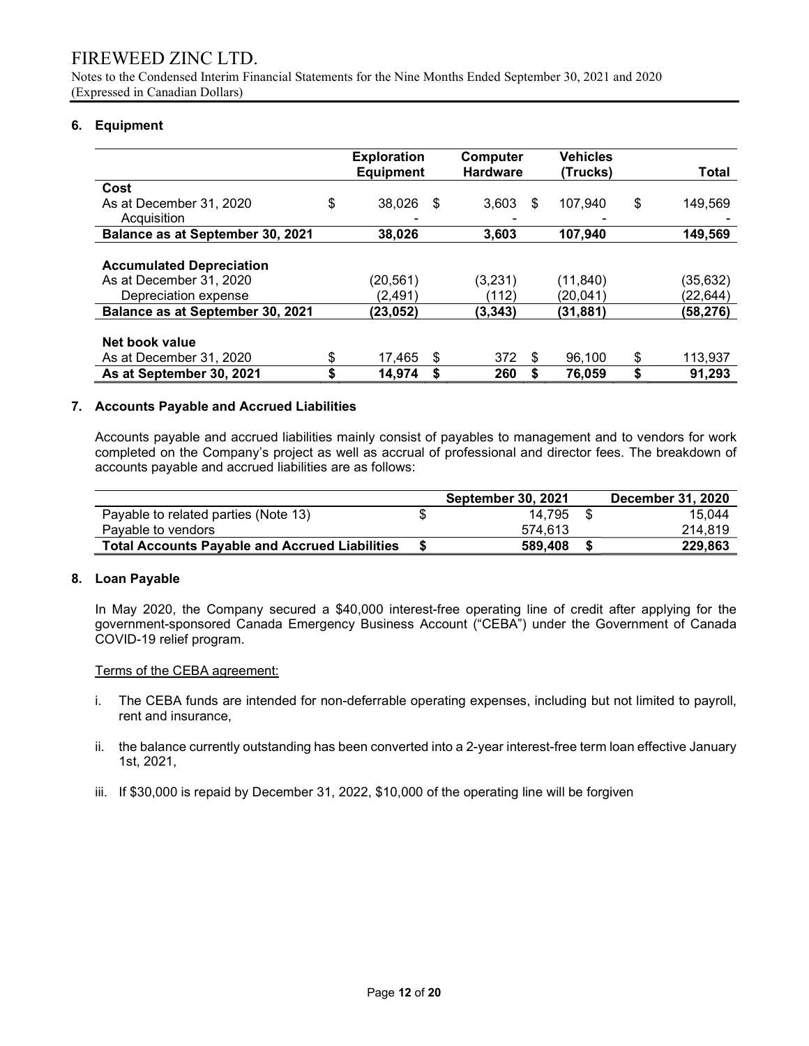FIREWEED ZINC LTD.

Notes to the Condensed Interim Financial Statements for the Nine Months Ended September 30, 2021 and 2020
(Expressed in Canadian Dollars)

## 6. Equipment

| | Exploration Equipment | Computer Hardware | Vehicles (Trucks) | Total |
|---|---|---|---|---|
| **Cost** | | | | |
| As at December 31, 2020 | $ 38,026 | $ 3,603 | $ 107,940 | $ 149,569 |
| Acquisition | - | - | - | - |
| **Balance as at September 30, 2021** | **38,026** | **3,603** | **107,940** | **149,569** |
| | | | | |
| **Accumulated Depreciation** | | | | |
| As at December 31, 2020 | (20,561) | (3,231) | (11,840) | (35,632) |
| Depreciation expense | (2,491) | (112) | (20,041) | (22,644) |
| **Balance as at September 30, 2021** | **(23,052)** | **(3,343)** | **(31,881)** | **(58,276)** |
| | | | | |
| **Net book value** | | | | |
| As at December 31, 2020 | $ 17,465 | $ 372 | $ 96,100 | $ 113,937 |
| **As at September 30, 2021** | **$ 14,974** | **$ 260** | **$ 76,059** | **$ 91,293** |

## 7. Accounts Payable and Accrued Liabilities

Accounts payable and accrued liabilities mainly consist of payables to management and to vendors for work completed on the Company's project as well as accrual of professional and director fees. The breakdown of accounts payable and accrued liabilities are as follows:

| | September 30, 2021 | December 31, 2020 |
|---|---|---|
| Payable to related parties (Note 13) | $ 14,795 | $ 15,044 |
| Payable to vendors | 574,613 | 214,819 |
| **Total Accounts Payable and Accrued Liabilities** | **$ 589,408** | **$ 229,863** |

## 8. Loan Payable

In May 2020, the Company secured a $40,000 interest-free operating line of credit after applying for the government-sponsored Canada Emergency Business Account ("CEBA") under the Government of Canada COVID-19 relief program.

Terms of the CEBA agreement:

i. The CEBA funds are intended for non-deferrable operating expenses, including but not limited to payroll, rent and insurance,

ii. the balance currently outstanding has been converted into a 2-year interest-free term loan effective January 1st, 2021,

iii. If $30,000 is repaid by December 31, 2022, $10,000 of the operating line will be forgiven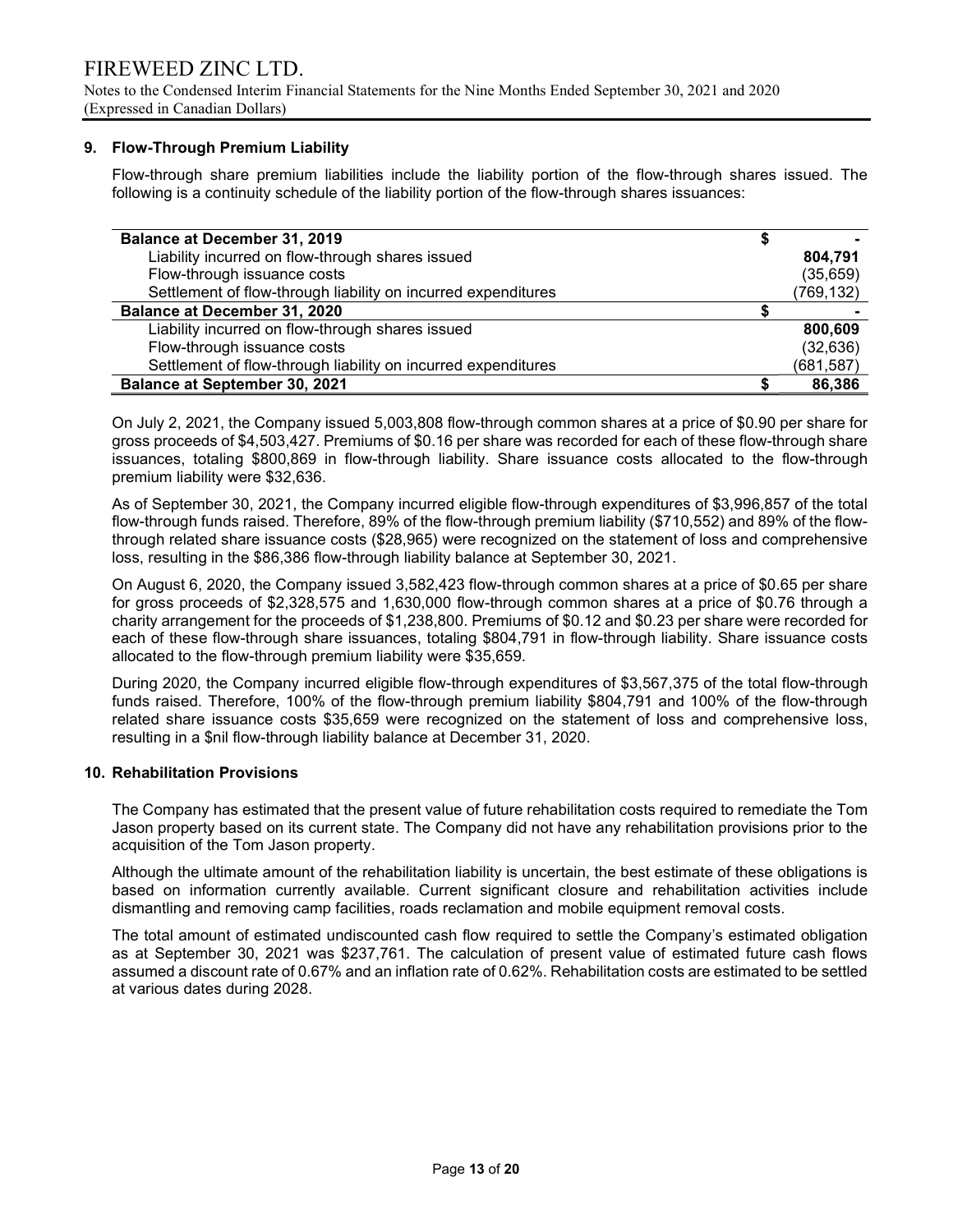FIREWEED ZINC LTD.

Notes to the Condensed Interim Financial Statements for the Nine Months Ended September 30, 2021 and 2020
(Expressed in Canadian Dollars)

## 9. Flow-Through Premium Liability

Flow-through share premium liabilities include the liability portion of the flow-through shares issued. The following is a continuity schedule of the liability portion of the flow-through shares issuances:

| | | |
|---|---|---|
| **Balance at December 31, 2019** | $ | - |
| Liability incurred on flow-through shares issued | | **804,791** |
| Flow-through issuance costs | | (35,659) |
| Settlement of flow-through liability on incurred expenditures | | (769,132) |
| **Balance at December 31, 2020** | $ | - |
| Liability incurred on flow-through shares issued | | **800,609** |
| Flow-through issuance costs | | (32,636) |
| Settlement of flow-through liability on incurred expenditures | | (681,587) |
| **Balance at September 30, 2021** | $ | **86,386** |

On July 2, 2021, the Company issued 5,003,808 flow-through common shares at a price of $0.90 per share for gross proceeds of $4,503,427. Premiums of $0.16 per share was recorded for each of these flow-through share issuances, totaling $800,869 in flow-through liability. Share issuance costs allocated to the flow-through premium liability were $32,636.

As of September 30, 2021, the Company incurred eligible flow-through expenditures of $3,996,857 of the total flow-through funds raised. Therefore, 89% of the flow-through premium liability ($710,552) and 89% of the flow-through related share issuance costs ($28,965) were recognized on the statement of loss and comprehensive loss, resulting in the $86,386 flow-through liability balance at September 30, 2021.

On August 6, 2020, the Company issued 3,582,423 flow-through common shares at a price of $0.65 per share for gross proceeds of $2,328,575 and 1,630,000 flow-through common shares at a price of $0.76 through a charity arrangement for the proceeds of $1,238,800. Premiums of $0.12 and $0.23 per share were recorded for each of these flow-through share issuances, totaling $804,791 in flow-through liability. Share issuance costs allocated to the flow-through premium liability were $35,659.

During 2020, the Company incurred eligible flow-through expenditures of $3,567,375 of the total flow-through funds raised. Therefore, 100% of the flow-through premium liability $804,791 and 100% of the flow-through related share issuance costs $35,659 were recognized on the statement of loss and comprehensive loss, resulting in a $nil flow-through liability balance at December 31, 2020.

## 10. Rehabilitation Provisions

The Company has estimated that the present value of future rehabilitation costs required to remediate the Tom Jason property based on its current state. The Company did not have any rehabilitation provisions prior to the acquisition of the Tom Jason property.

Although the ultimate amount of the rehabilitation liability is uncertain, the best estimate of these obligations is based on information currently available. Current significant closure and rehabilitation activities include dismantling and removing camp facilities, roads reclamation and mobile equipment removal costs.

The total amount of estimated undiscounted cash flow required to settle the Company's estimated obligation as at September 30, 2021 was $237,761. The calculation of present value of estimated future cash flows assumed a discount rate of 0.67% and an inflation rate of 0.62%. Rehabilitation costs are estimated to be settled at various dates during 2028.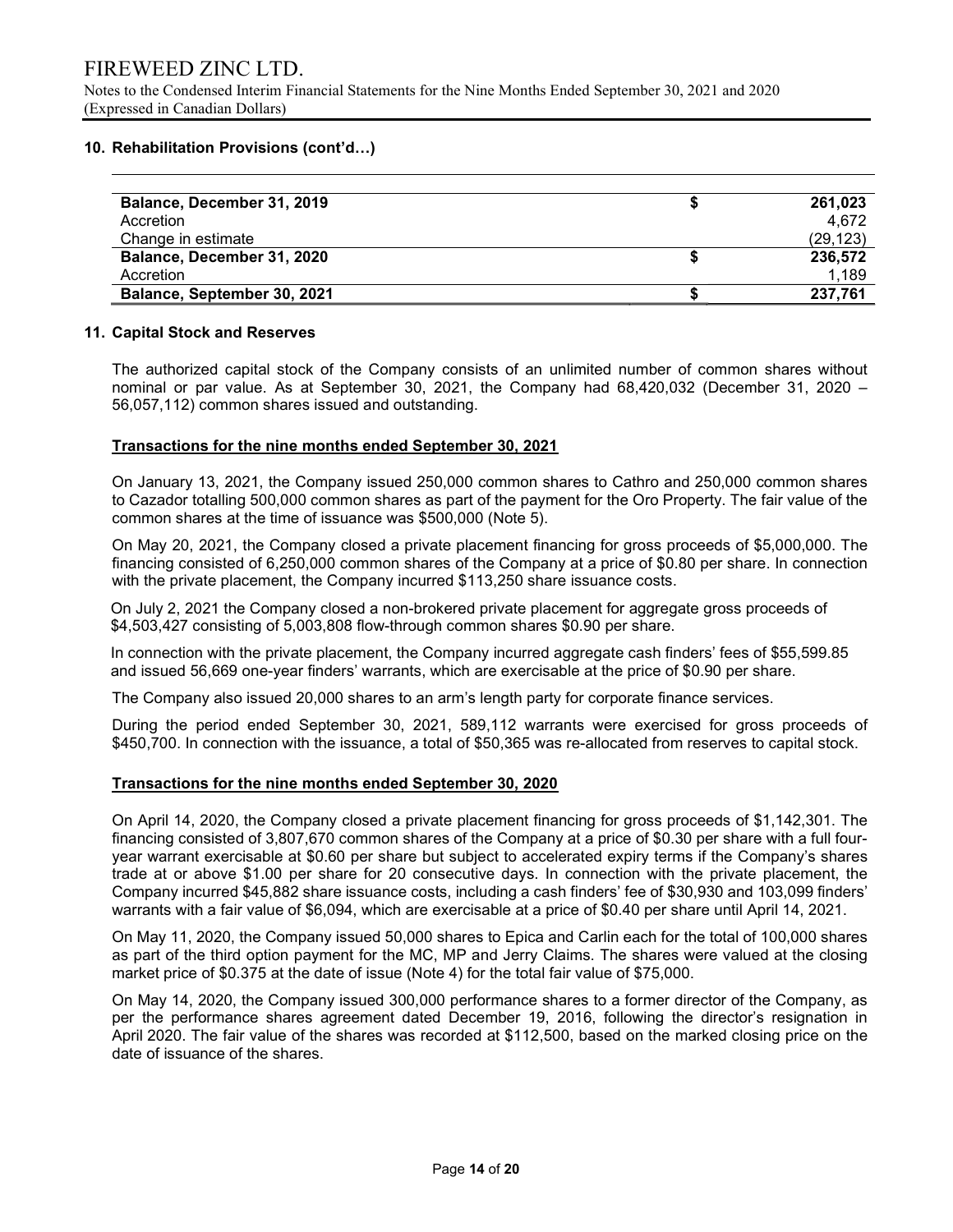## 10. Rehabilitation Provisions (cont'd…)

| | | |
|---|---|---|
| **Balance, December 31, 2019** | **$** | **261,023** |
| Accretion | | 4,672 |
| Change in estimate | | (29,123) |
| **Balance, December 31, 2020** | **$** | **236,572** |
| Accretion | | 1,189 |
| **Balance, September 30, 2021** | **$** | **237,761** |

## 11. Capital Stock and Reserves

The authorized capital stock of the Company consists of an unlimited number of common shares without nominal or par value. As at September 30, 2021, the Company had 68,420,032 (December 31, 2020 – 56,057,112) common shares issued and outstanding.

**Transactions for the nine months ended September 30, 2021**

On January 13, 2021, the Company issued 250,000 common shares to Cathro and 250,000 common shares to Cazador totalling 500,000 common shares as part of the payment for the Oro Property. The fair value of the common shares at the time of issuance was $500,000 (Note 5).

On May 20, 2021, the Company closed a private placement financing for gross proceeds of $5,000,000. The financing consisted of 6,250,000 common shares of the Company at a price of $0.80 per share. In connection with the private placement, the Company incurred $113,250 share issuance costs.

On July 2, 2021 the Company closed a non-brokered private placement for aggregate gross proceeds of $4,503,427 consisting of 5,003,808 flow-through common shares $0.90 per share.

In connection with the private placement, the Company incurred aggregate cash finders' fees of $55,599.85 and issued 56,669 one-year finders' warrants, which are exercisable at the price of $0.90 per share.

The Company also issued 20,000 shares to an arm's length party for corporate finance services.

During the period ended September 30, 2021, 589,112 warrants were exercised for gross proceeds of $450,700. In connection with the issuance, a total of $50,365 was re-allocated from reserves to capital stock.

**Transactions for the nine months ended September 30, 2020**

On April 14, 2020, the Company closed a private placement financing for gross proceeds of $1,142,301. The financing consisted of 3,807,670 common shares of the Company at a price of $0.30 per share with a full four-year warrant exercisable at $0.60 per share but subject to accelerated expiry terms if the Company's shares trade at or above $1.00 per share for 20 consecutive days. In connection with the private placement, the Company incurred $45,882 share issuance costs, including a cash finders' fee of $30,930 and 103,099 finders' warrants with a fair value of $6,094, which are exercisable at a price of $0.40 per share until April 14, 2021.

On May 11, 2020, the Company issued 50,000 shares to Epica and Carlin each for the total of 100,000 shares as part of the third option payment for the MC, MP and Jerry Claims. The shares were valued at the closing market price of $0.375 at the date of issue (Note 4) for the total fair value of $75,000.

On May 14, 2020, the Company issued 300,000 performance shares to a former director of the Company, as per the performance shares agreement dated December 19, 2016, following the director's resignation in April 2020. The fair value of the shares was recorded at $112,500, based on the marked closing price on the date of issuance of the shares.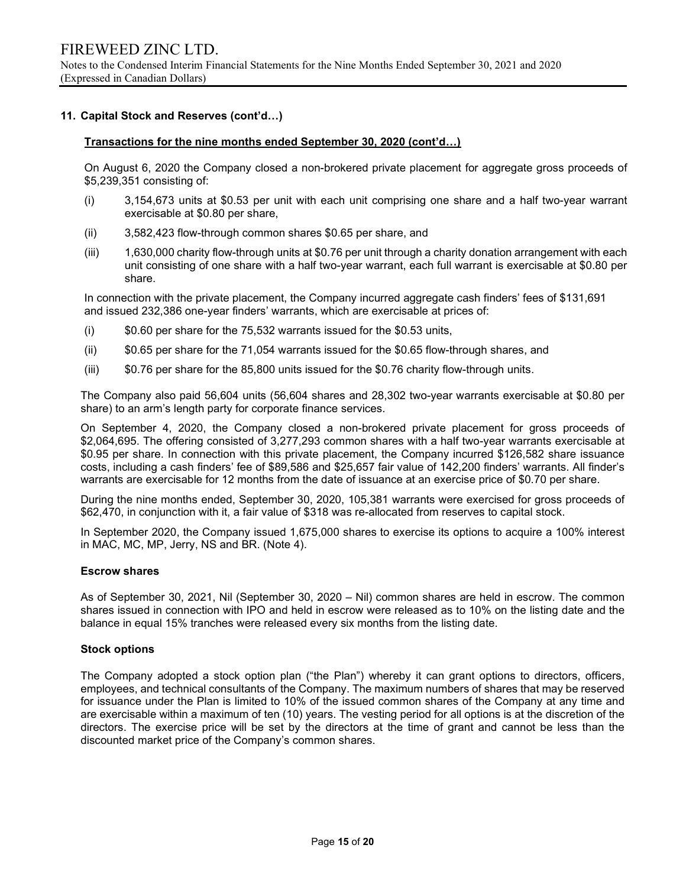## 11. Capital Stock and Reserves (cont'd…)

**Transactions for the nine months ended September 30, 2020 (cont'd…)**

On August 6, 2020 the Company closed a non-brokered private placement for aggregate gross proceeds of $5,239,351 consisting of:

(i) 3,154,673 units at $0.53 per unit with each unit comprising one share and a half two-year warrant exercisable at $0.80 per share,

(ii) 3,582,423 flow-through common shares $0.65 per share, and

(iii) 1,630,000 charity flow-through units at $0.76 per unit through a charity donation arrangement with each unit consisting of one share with a half two-year warrant, each full warrant is exercisable at $0.80 per share.

In connection with the private placement, the Company incurred aggregate cash finders' fees of $131,691 and issued 232,386 one-year finders' warrants, which are exercisable at prices of:

(i) $0.60 per share for the 75,532 warrants issued for the $0.53 units,

(ii) $0.65 per share for the 71,054 warrants issued for the $0.65 flow-through shares, and

(iii) $0.76 per share for the 85,800 units issued for the $0.76 charity flow-through units.

The Company also paid 56,604 units (56,604 shares and 28,302 two-year warrants exercisable at $0.80 per share) to an arm's length party for corporate finance services.

On September 4, 2020, the Company closed a non-brokered private placement for gross proceeds of $2,064,695. The offering consisted of 3,277,293 common shares with a half two-year warrants exercisable at $0.95 per share. In connection with this private placement, the Company incurred $126,582 share issuance costs, including a cash finders' fee of $89,586 and $25,657 fair value of 142,200 finders' warrants. All finder's warrants are exercisable for 12 months from the date of issuance at an exercise price of $0.70 per share.

During the nine months ended, September 30, 2020, 105,381 warrants were exercised for gross proceeds of $62,470, in conjunction with it, a fair value of $318 was re-allocated from reserves to capital stock.

In September 2020, the Company issued 1,675,000 shares to exercise its options to acquire a 100% interest in MAC, MC, MP, Jerry, NS and BR. (Note 4).

### Escrow shares

As of September 30, 2021, Nil (September 30, 2020 – Nil) common shares are held in escrow. The common shares issued in connection with IPO and held in escrow were released as to 10% on the listing date and the balance in equal 15% tranches were released every six months from the listing date.

### Stock options

The Company adopted a stock option plan ("the Plan") whereby it can grant options to directors, officers, employees, and technical consultants of the Company. The maximum numbers of shares that may be reserved for issuance under the Plan is limited to 10% of the issued common shares of the Company at any time and are exercisable within a maximum of ten (10) years. The vesting period for all options is at the discretion of the directors. The exercise price will be set by the directors at the time of grant and cannot be less than the discounted market price of the Company's common shares.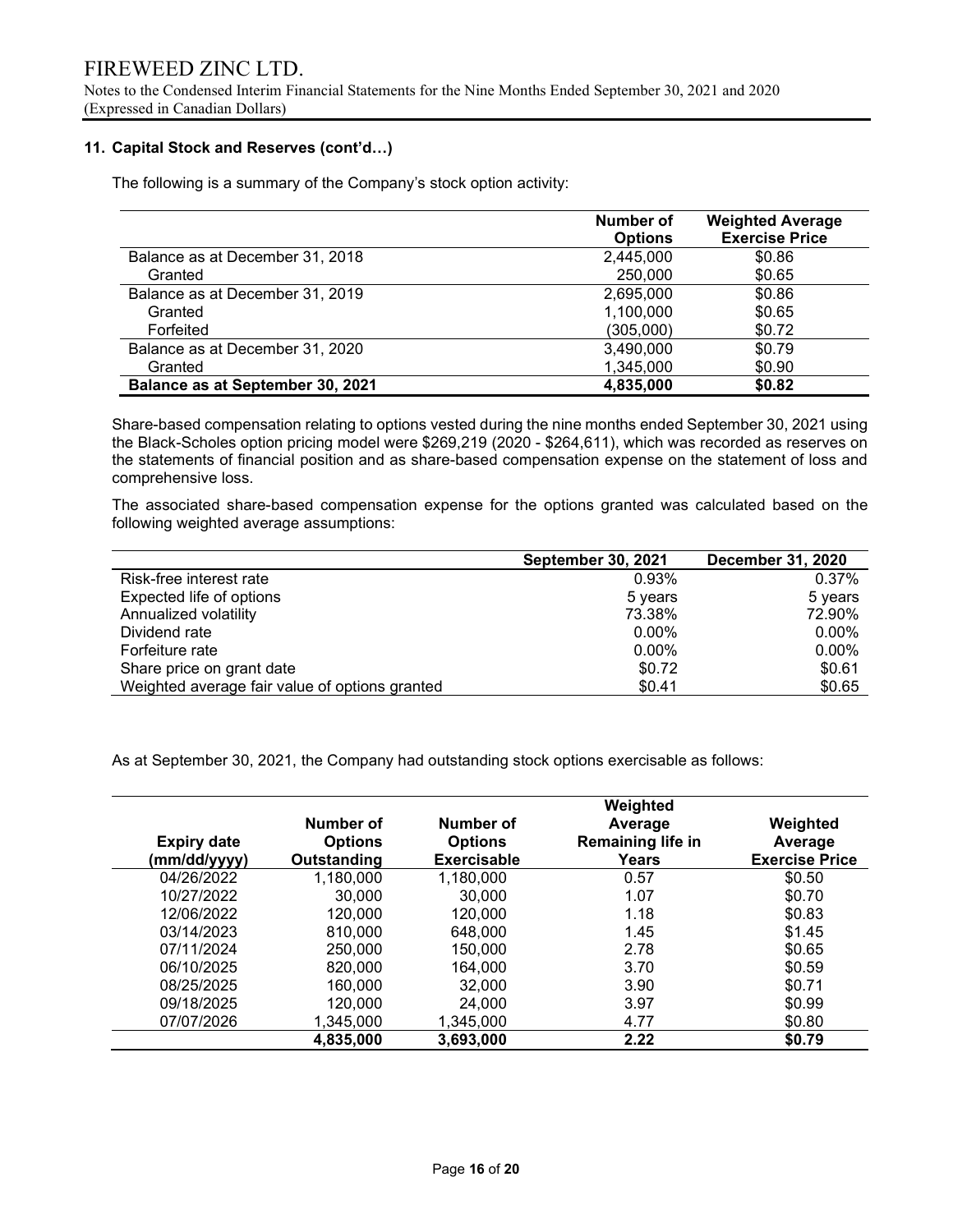## 11. Capital Stock and Reserves (cont'd…)

The following is a summary of the Company's stock option activity:

| | Number of Options | Weighted Average Exercise Price |
|---|---|---|
| Balance as at December 31, 2018 | 2,445,000 | $0.86 |
| Granted | 250,000 | $0.65 |
| Balance as at December 31, 2019 | 2,695,000 | $0.86 |
| Granted | 1,100,000 | $0.65 |
| Forfeited | (305,000) | $0.72 |
| Balance as at December 31, 2020 | 3,490,000 | $0.79 |
| Granted | 1,345,000 | $0.90 |
| **Balance as at September 30, 2021** | **4,835,000** | **$0.82** |

Share-based compensation relating to options vested during the nine months ended September 30, 2021 using the Black-Scholes option pricing model were $269,219 (2020 - $264,611), which was recorded as reserves on the statements of financial position and as share-based compensation expense on the statement of loss and comprehensive loss.

The associated share-based compensation expense for the options granted was calculated based on the following weighted average assumptions:

| | September 30, 2021 | December 31, 2020 |
|---|---|---|
| Risk-free interest rate | 0.93% | 0.37% |
| Expected life of options | 5 years | 5 years |
| Annualized volatility | 73.38% | 72.90% |
| Dividend rate | 0.00% | 0.00% |
| Forfeiture rate | 0.00% | 0.00% |
| Share price on grant date | $0.72 | $0.61 |
| Weighted average fair value of options granted | $0.41 | $0.65 |

As at September 30, 2021, the Company had outstanding stock options exercisable as follows:

| Expiry date (mm/dd/yyyy) | Number of Options Outstanding | Number of Options Exercisable | Weighted Average Remaining life in Years | Weighted Average Exercise Price |
|---|---|---|---|---|
| 04/26/2022 | 1,180,000 | 1,180,000 | 0.57 | $0.50 |
| 10/27/2022 | 30,000 | 30,000 | 1.07 | $0.70 |
| 12/06/2022 | 120,000 | 120,000 | 1.18 | $0.83 |
| 03/14/2023 | 810,000 | 648,000 | 1.45 | $1.45 |
| 07/11/2024 | 250,000 | 150,000 | 2.78 | $0.65 |
| 06/10/2025 | 820,000 | 164,000 | 3.70 | $0.59 |
| 08/25/2025 | 160,000 | 32,000 | 3.90 | $0.71 |
| 09/18/2025 | 120,000 | 24,000 | 3.97 | $0.99 |
| 07/07/2026 | 1,345,000 | 1,345,000 | 4.77 | $0.80 |
| | **4,835,000** | **3,693,000** | **2.22** | **$0.79** |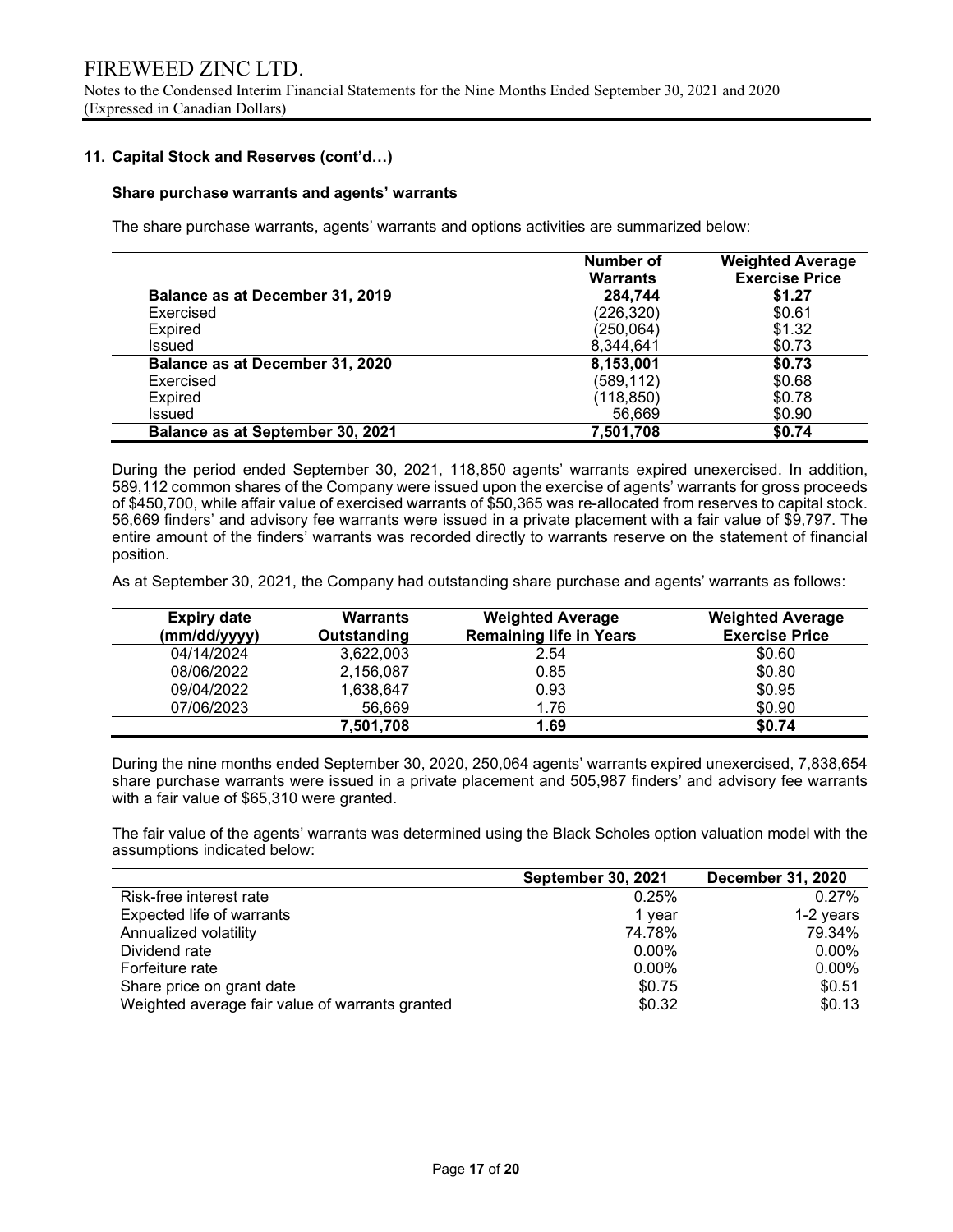## 11. Capital Stock and Reserves (cont'd…)

### Share purchase warrants and agents' warrants

The share purchase warrants, agents' warrants and options activities are summarized below:

| | Number of Warrants | Weighted Average Exercise Price |
|---|---|---|
| **Balance as at December 31, 2019** | **284,744** | **$1.27** |
| Exercised | (226,320) | $0.61 |
| Expired | (250,064) | $1.32 |
| Issued | 8,344,641 | $0.73 |
| **Balance as at December 31, 2020** | **8,153,001** | **$0.73** |
| Exercised | (589,112) | $0.68 |
| Expired | (118,850) | $0.78 |
| Issued | 56,669 | $0.90 |
| **Balance as at September 30, 2021** | **7,501,708** | **$0.74** |

During the period ended September 30, 2021, 118,850 agents' warrants expired unexercised. In addition, 589,112 common shares of the Company were issued upon the exercise of agents' warrants for gross proceeds of $450,700, while affair value of exercised warrants of $50,365 was re-allocated from reserves to capital stock. 56,669 finders' and advisory fee warrants were issued in a private placement with a fair value of $9,797. The entire amount of the finders' warrants was recorded directly to warrants reserve on the statement of financial position.

As at September 30, 2021, the Company had outstanding share purchase and agents' warrants as follows:

| Expiry date (mm/dd/yyyy) | Warrants Outstanding | Weighted Average Remaining life in Years | Weighted Average Exercise Price |
|---|---|---|---|
| 04/14/2024 | 3,622,003 | 2.54 | $0.60 |
| 08/06/2022 | 2,156,087 | 0.85 | $0.80 |
| 09/04/2022 | 1,638,647 | 0.93 | $0.95 |
| 07/06/2023 | 56,669 | 1.76 | $0.90 |
| | **7,501,708** | **1.69** | **$0.74** |

During the nine months ended September 30, 2020, 250,064 agents' warrants expired unexercised, 7,838,654 share purchase warrants were issued in a private placement and 505,987 finders' and advisory fee warrants with a fair value of $65,310 were granted.

The fair value of the agents' warrants was determined using the Black Scholes option valuation model with the assumptions indicated below:

| | September 30, 2021 | December 31, 2020 |
|---|---|---|
| Risk-free interest rate | 0.25% | 0.27% |
| Expected life of warrants | 1 year | 1-2 years |
| Annualized volatility | 74.78% | 79.34% |
| Dividend rate | 0.00% | 0.00% |
| Forfeiture rate | 0.00% | 0.00% |
| Share price on grant date | $0.75 | $0.51 |
| Weighted average fair value of warrants granted | $0.32 | $0.13 |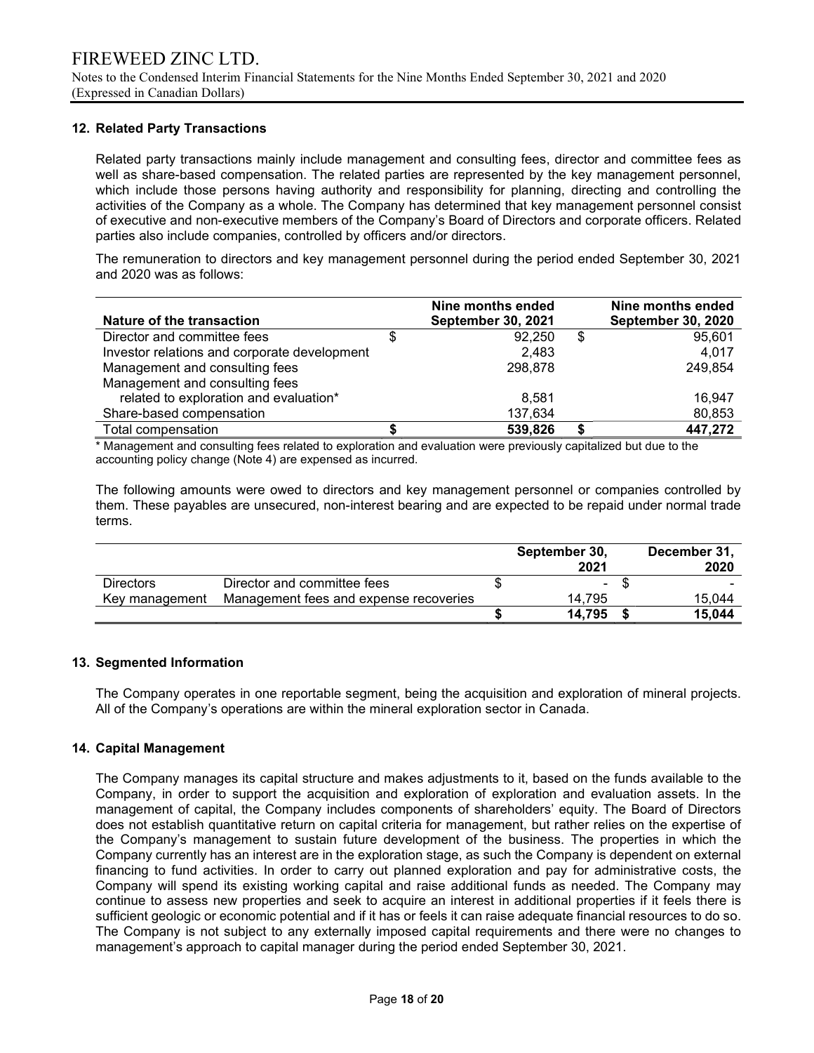## 12. Related Party Transactions

Related party transactions mainly include management and consulting fees, director and committee fees as well as share-based compensation. The related parties are represented by the key management personnel, which include those persons having authority and responsibility for planning, directing and controlling the activities of the Company as a whole. The Company has determined that key management personnel consist of executive and non-executive members of the Company's Board of Directors and corporate officers. Related parties also include companies, controlled by officers and/or directors.

The remuneration to directors and key management personnel during the period ended September 30, 2021 and 2020 was as follows:

| Nature of the transaction | Nine months ended September 30, 2021 | Nine months ended September 30, 2020 |
|---|---|---|
| Director and committee fees | $ 92,250 | $ 95,601 |
| Investor relations and corporate development | 2,483 | 4,017 |
| Management and consulting fees | 298,878 | 249,854 |
| Management and consulting fees related to exploration and evaluation* | 8,581 | 16,947 |
| Share-based compensation | 137,634 | 80,853 |
| **Total compensation** | **$ 539,826** | **$ 447,272** |

\* Management and consulting fees related to exploration and evaluation were previously capitalized but due to the accounting policy change (Note 4) are expensed as incurred.

The following amounts were owed to directors and key management personnel or companies controlled by them. These payables are unsecured, non-interest bearing and are expected to be repaid under normal trade terms.

| | | September 30, 2021 | December 31, 2020 |
|---|---|---|---|
| Directors | Director and committee fees | $ - | $ - |
| Key management | Management fees and expense recoveries | 14,795 | 15,044 |
| | | **$ 14,795** | **$ 15,044** |

## 13. Segmented Information

The Company operates in one reportable segment, being the acquisition and exploration of mineral projects. All of the Company's operations are within the mineral exploration sector in Canada.

## 14. Capital Management

The Company manages its capital structure and makes adjustments to it, based on the funds available to the Company, in order to support the acquisition and exploration of exploration and evaluation assets. In the management of capital, the Company includes components of shareholders' equity. The Board of Directors does not establish quantitative return on capital criteria for management, but rather relies on the expertise of the Company's management to sustain future development of the business. The properties in which the Company currently has an interest are in the exploration stage, as such the Company is dependent on external financing to fund activities. In order to carry out planned exploration and pay for administrative costs, the Company will spend its existing working capital and raise additional funds as needed. The Company may continue to assess new properties and seek to acquire an interest in additional properties if it feels there is sufficient geologic or economic potential and if it has or feels it can raise adequate financial resources to do so. The Company is not subject to any externally imposed capital requirements and there were no changes to management's approach to capital manager during the period ended September 30, 2021.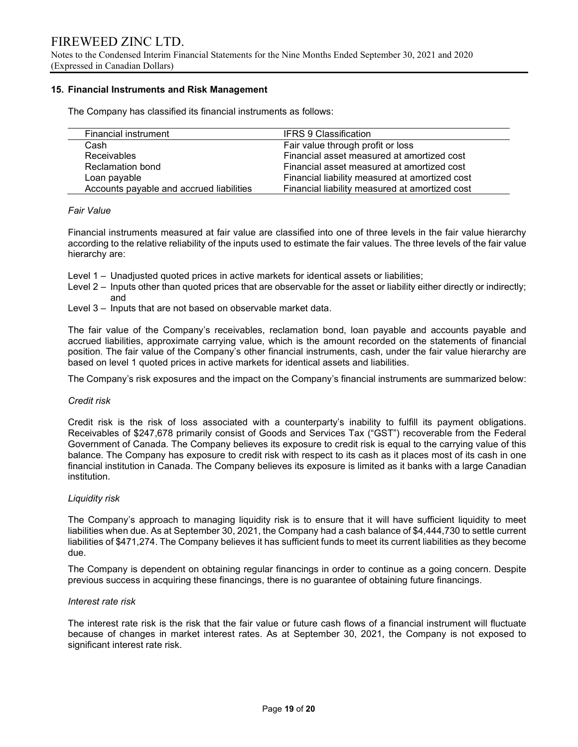## 15. Financial Instruments and Risk Management

The Company has classified its financial instruments as follows:

| Financial instrument | IFRS 9 Classification |
|---|---|
| Cash | Fair value through profit or loss |
| Receivables | Financial asset measured at amortized cost |
| Reclamation bond | Financial asset measured at amortized cost |
| Loan payable | Financial liability measured at amortized cost |
| Accounts payable and accrued liabilities | Financial liability measured at amortized cost |

*Fair Value*

Financial instruments measured at fair value are classified into one of three levels in the fair value hierarchy according to the relative reliability of the inputs used to estimate the fair values. The three levels of the fair value hierarchy are:

Level 1 – Unadjusted quoted prices in active markets for identical assets or liabilities;
Level 2 – Inputs other than quoted prices that are observable for the asset or liability either directly or indirectly; and
Level 3 – Inputs that are not based on observable market data.

The fair value of the Company's receivables, reclamation bond, loan payable and accounts payable and accrued liabilities, approximate carrying value, which is the amount recorded on the statements of financial position. The fair value of the Company's other financial instruments, cash, under the fair value hierarchy are based on level 1 quoted prices in active markets for identical assets and liabilities.

The Company's risk exposures and the impact on the Company's financial instruments are summarized below:

*Credit risk*

Credit risk is the risk of loss associated with a counterparty's inability to fulfill its payment obligations. Receivables of $247,678 primarily consist of Goods and Services Tax ("GST") recoverable from the Federal Government of Canada. The Company believes its exposure to credit risk is equal to the carrying value of this balance. The Company has exposure to credit risk with respect to its cash as it places most of its cash in one financial institution in Canada. The Company believes its exposure is limited as it banks with a large Canadian institution.

*Liquidity risk*

The Company's approach to managing liquidity risk is to ensure that it will have sufficient liquidity to meet liabilities when due. As at September 30, 2021, the Company had a cash balance of $4,444,730 to settle current liabilities of $471,274. The Company believes it has sufficient funds to meet its current liabilities as they become due.

The Company is dependent on obtaining regular financings in order to continue as a going concern. Despite previous success in acquiring these financings, there is no guarantee of obtaining future financings.

*Interest rate risk*

The interest rate risk is the risk that the fair value or future cash flows of a financial instrument will fluctuate because of changes in market interest rates. As at September 30, 2021, the Company is not exposed to significant interest rate risk.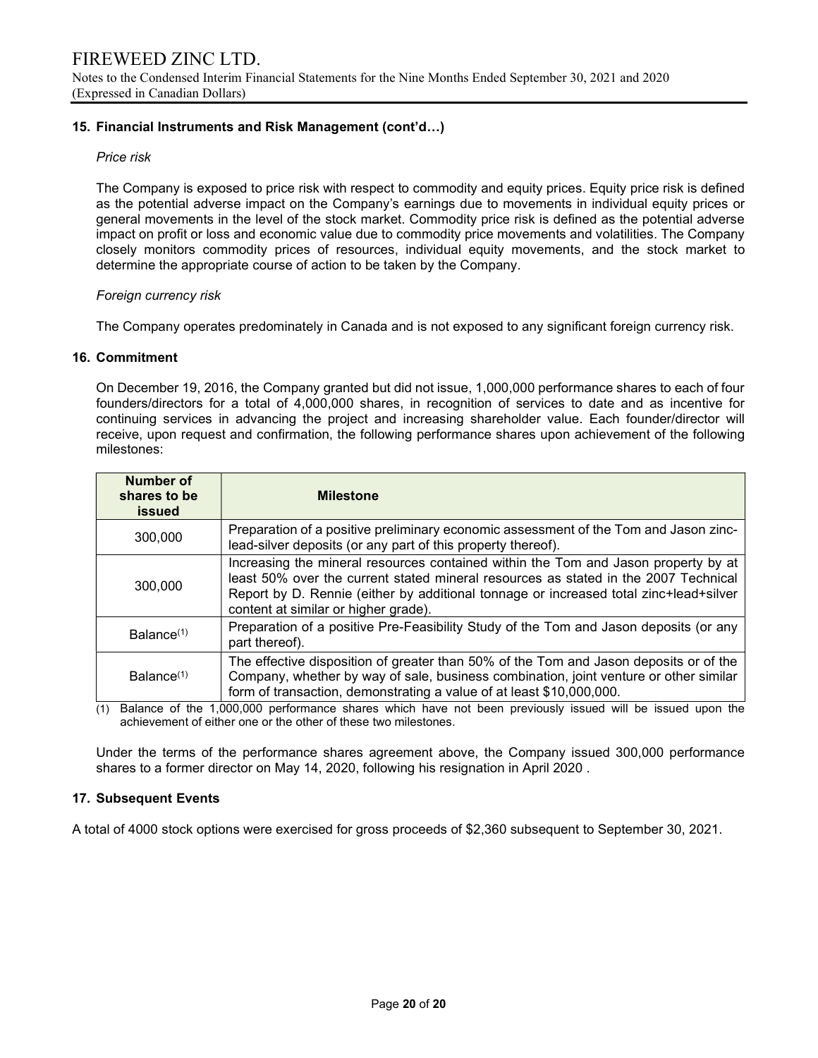## 15. Financial Instruments and Risk Management (cont'd…)

*Price risk*

The Company is exposed to price risk with respect to commodity and equity prices. Equity price risk is defined as the potential adverse impact on the Company's earnings due to movements in individual equity prices or general movements in the level of the stock market. Commodity price risk is defined as the potential adverse impact on profit or loss and economic value due to commodity price movements and volatilities. The Company closely monitors commodity prices of resources, individual equity movements, and the stock market to determine the appropriate course of action to be taken by the Company.

*Foreign currency risk*

The Company operates predominately in Canada and is not exposed to any significant foreign currency risk.

## 16. Commitment

On December 19, 2016, the Company granted but did not issue, 1,000,000 performance shares to each of four founders/directors for a total of 4,000,000 shares, in recognition of services to date and as incentive for continuing services in advancing the project and increasing shareholder value. Each founder/director will receive, upon request and confirmation, the following performance shares upon achievement of the following milestones:

| Number of shares to be issued | Milestone |
|---|---|
| 300,000 | Preparation of a positive preliminary economic assessment of the Tom and Jason zinc-lead-silver deposits (or any part of this property thereof). |
| 300,000 | Increasing the mineral resources contained within the Tom and Jason property by at least 50% over the current stated mineral resources as stated in the 2007 Technical Report by D. Rennie (either by additional tonnage or increased total zinc+lead+silver content at similar or higher grade). |
| Balance(1) | Preparation of a positive Pre-Feasibility Study of the Tom and Jason deposits (or any part thereof). |
| Balance(1) | The effective disposition of greater than 50% of the Tom and Jason deposits or of the Company, whether by way of sale, business combination, joint venture or other similar form of transaction, demonstrating a value of at least $10,000,000. |

(1) Balance of the 1,000,000 performance shares which have not been previously issued will be issued upon the achievement of either one or the other of these two milestones.

Under the terms of the performance shares agreement above, the Company issued 300,000 performance shares to a former director on May 14, 2020, following his resignation in April 2020 .

## 17. Subsequent Events

A total of 4000 stock options were exercised for gross proceeds of $2,360 subsequent to September 30, 2021.